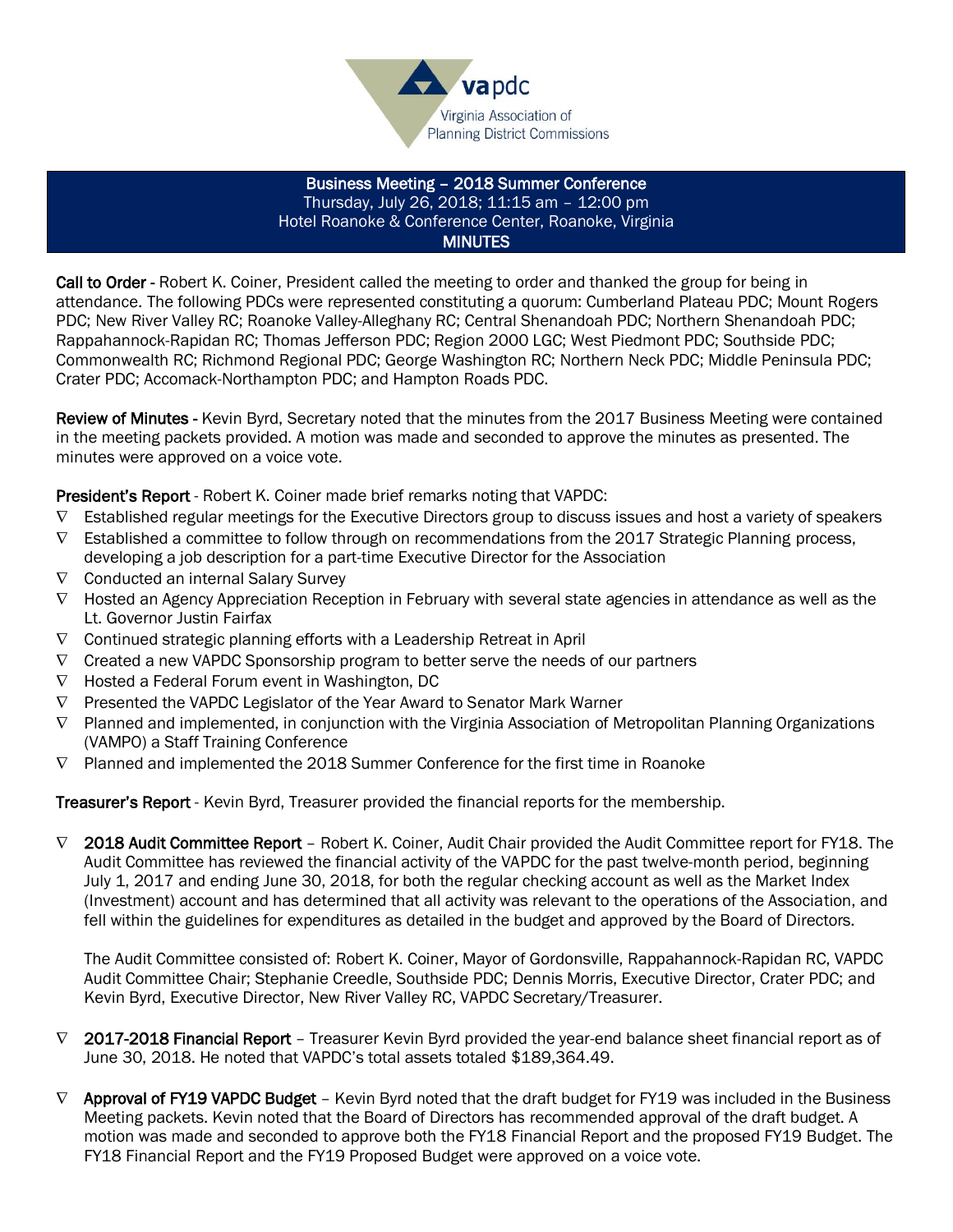Virginia Association of Planning District Commissions

**Business Meeting – 2018 Summer Conference**
Thursday, July 26, 2018; 11:15 am – 12:00 pm
Hotel Roanoke & Conference Center, Roanoke, Virginia
**MINUTES**

**Call to Order** - Robert K. Coiner, President called the meeting to order and thanked the group for being in attendance. The following PDCs were represented constituting a quorum: Cumberland Plateau PDC; Mount Rogers PDC; New River Valley RC; Roanoke Valley-Alleghany RC; Central Shenandoah PDC; Northern Shenandoah PDC; Rappahannock-Rapidan RC; Thomas Jefferson PDC; Region 2000 LGC; West Piedmont PDC; Southside PDC; Commonwealth RC; Richmond Regional PDC; George Washington RC; Northern Neck PDC; Middle Peninsula PDC; Crater PDC; Accomack-Northampton PDC; and Hampton Roads PDC.

**Review of Minutes** - Kevin Byrd, Secretary noted that the minutes from the 2017 Business Meeting were contained in the meeting packets provided. A motion was made and seconded to approve the minutes as presented. The minutes were approved on a voice vote.

**President's Report** - Robert K. Coiner made brief remarks noting that VAPDC:

- Established regular meetings for the Executive Directors group to discuss issues and host a variety of speakers
- Established a committee to follow through on recommendations from the 2017 Strategic Planning process, developing a job description for a part-time Executive Director for the Association
- Conducted an internal Salary Survey
- Hosted an Agency Appreciation Reception in February with several state agencies in attendance as well as the Lt. Governor Justin Fairfax
- Continued strategic planning efforts with a Leadership Retreat in April
- Created a new VAPDC Sponsorship program to better serve the needs of our partners
- Hosted a Federal Forum event in Washington, DC
- Presented the VAPDC Legislator of the Year Award to Senator Mark Warner
- Planned and implemented, in conjunction with the Virginia Association of Metropolitan Planning Organizations (VAMPO) a Staff Training Conference
- Planned and implemented the 2018 Summer Conference for the first time in Roanoke

**Treasurer's Report** - Kevin Byrd, Treasurer provided the financial reports for the membership.

- **2018 Audit Committee Report** – Robert K. Coiner, Audit Chair provided the Audit Committee report for FY18. The Audit Committee has reviewed the financial activity of the VAPDC for the past twelve-month period, beginning July 1, 2017 and ending June 30, 2018, for both the regular checking account as well as the Market Index (Investment) account and has determined that all activity was relevant to the operations of the Association, and fell within the guidelines for expenditures as detailed in the budget and approved by the Board of Directors.

  The Audit Committee consisted of: Robert K. Coiner, Mayor of Gordonsville, Rappahannock-Rapidan RC, VAPDC Audit Committee Chair; Stephanie Creedle, Southside PDC; Dennis Morris, Executive Director, Crater PDC; and Kevin Byrd, Executive Director, New River Valley RC, VAPDC Secretary/Treasurer.

- **2017-2018 Financial Report** – Treasurer Kevin Byrd provided the year-end balance sheet financial report as of June 30, 2018. He noted that VAPDC's total assets totaled $189,364.49.

- **Approval of FY19 VAPDC Budget** – Kevin Byrd noted that the draft budget for FY19 was included in the Business Meeting packets. Kevin noted that the Board of Directors has recommended approval of the draft budget. A motion was made and seconded to approve both the FY18 Financial Report and the proposed FY19 Budget. The FY18 Financial Report and the FY19 Proposed Budget were approved on a voice vote.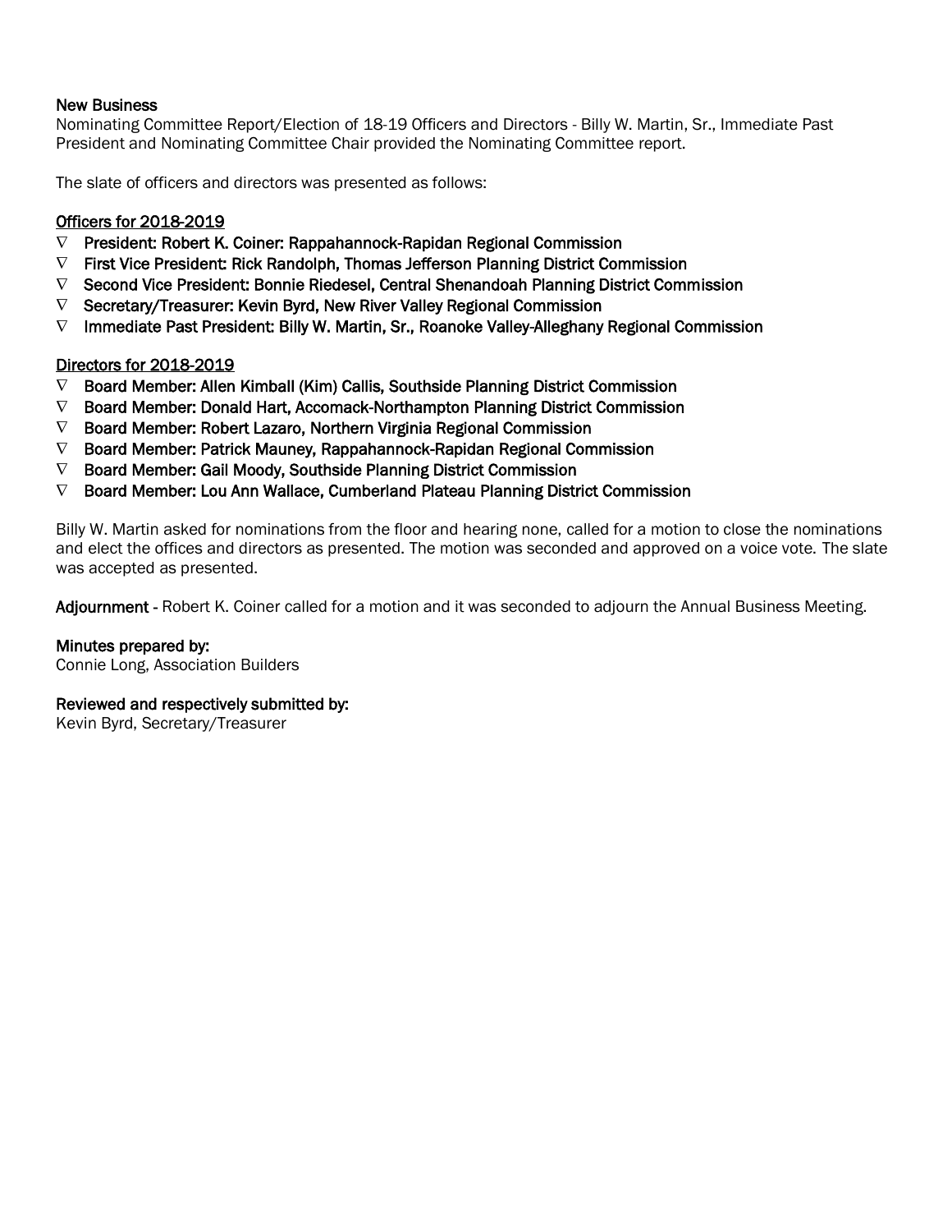**New Business**
Nominating Committee Report/Election of 18-19 Officers and Directors - Billy W. Martin, Sr., Immediate Past President and Nominating Committee Chair provided the Nominating Committee report.

The slate of officers and directors was presented as follows:

Officers for 2018-2019

- **President: Robert K. Coiner: Rappahannock-Rapidan Regional Commission**
- **First Vice President: Rick Randolph, Thomas Jefferson Planning District Commission**
- **Second Vice President: Bonnie Riedesel, Central Shenandoah Planning District Commission**
- **Secretary/Treasurer: Kevin Byrd, New River Valley Regional Commission**
- **Immediate Past President: Billy W. Martin, Sr., Roanoke Valley-Alleghany Regional Commission**

Directors for 2018-2019

- **Board Member: Allen Kimball (Kim) Callis, Southside Planning District Commission**
- **Board Member: Donald Hart, Accomack-Northampton Planning District Commission**
- **Board Member: Robert Lazaro, Northern Virginia Regional Commission**
- **Board Member: Patrick Mauney, Rappahannock-Rapidan Regional Commission**
- **Board Member: Gail Moody, Southside Planning District Commission**
- **Board Member: Lou Ann Wallace, Cumberland Plateau Planning District Commission**

Billy W. Martin asked for nominations from the floor and hearing none, called for a motion to close the nominations and elect the offices and directors as presented. The motion was seconded and approved on a voice vote. The slate was accepted as presented.

**Adjournment** - Robert K. Coiner called for a motion and it was seconded to adjourn the Annual Business Meeting.

**Minutes prepared by:**
Connie Long, Association Builders

**Reviewed and respectively submitted by:**
Kevin Byrd, Secretary/Treasurer